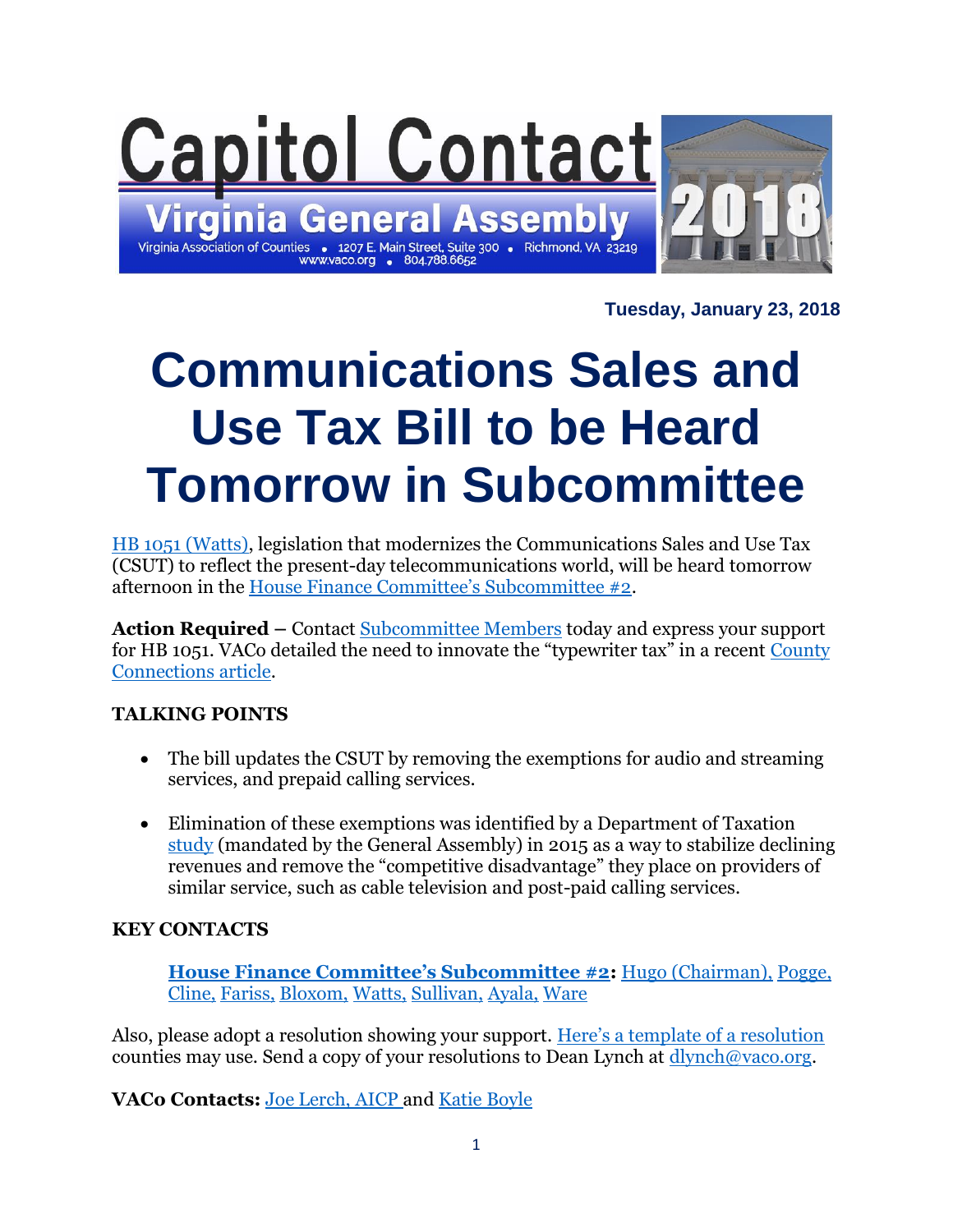# Capitol Contact

## Virginia General Assembly 2018

Virginia Association of Counties • 1207 E. Main Street, Suite 300 • Richmond, VA 23219
www.vaco.org • 804.788.6652

**Tuesday, January 23, 2018**

# Communications Sales and Use Tax Bill to be Heard Tomorrow in Subcommittee

HB 1051 (Watts), legislation that modernizes the Communications Sales and Use Tax (CSUT) to reflect the present-day telecommunications world, will be heard tomorrow afternoon in the House Finance Committee's Subcommittee #2.

**Action Required** – Contact Subcommittee Members today and express your support for HB 1051. VACo detailed the need to innovate the "typewriter tax" in a recent County Connections article.

### TALKING POINTS

- The bill updates the CSUT by removing the exemptions for audio and streaming services, and prepaid calling services.
- Elimination of these exemptions was identified by a Department of Taxation study (mandated by the General Assembly) in 2015 as a way to stabilize declining revenues and remove the "competitive disadvantage" they place on providers of similar service, such as cable television and post-paid calling services.

### KEY CONTACTS

**House Finance Committee's Subcommittee #2:** Hugo (Chairman), Pogge, Cline, Fariss, Bloxom, Watts, Sullivan, Ayala, Ware

Also, please adopt a resolution showing your support. Here's a template of a resolution counties may use. Send a copy of your resolutions to Dean Lynch at dlynch@vaco.org.

**VACo Contacts:** Joe Lerch, AICP and Katie Boyle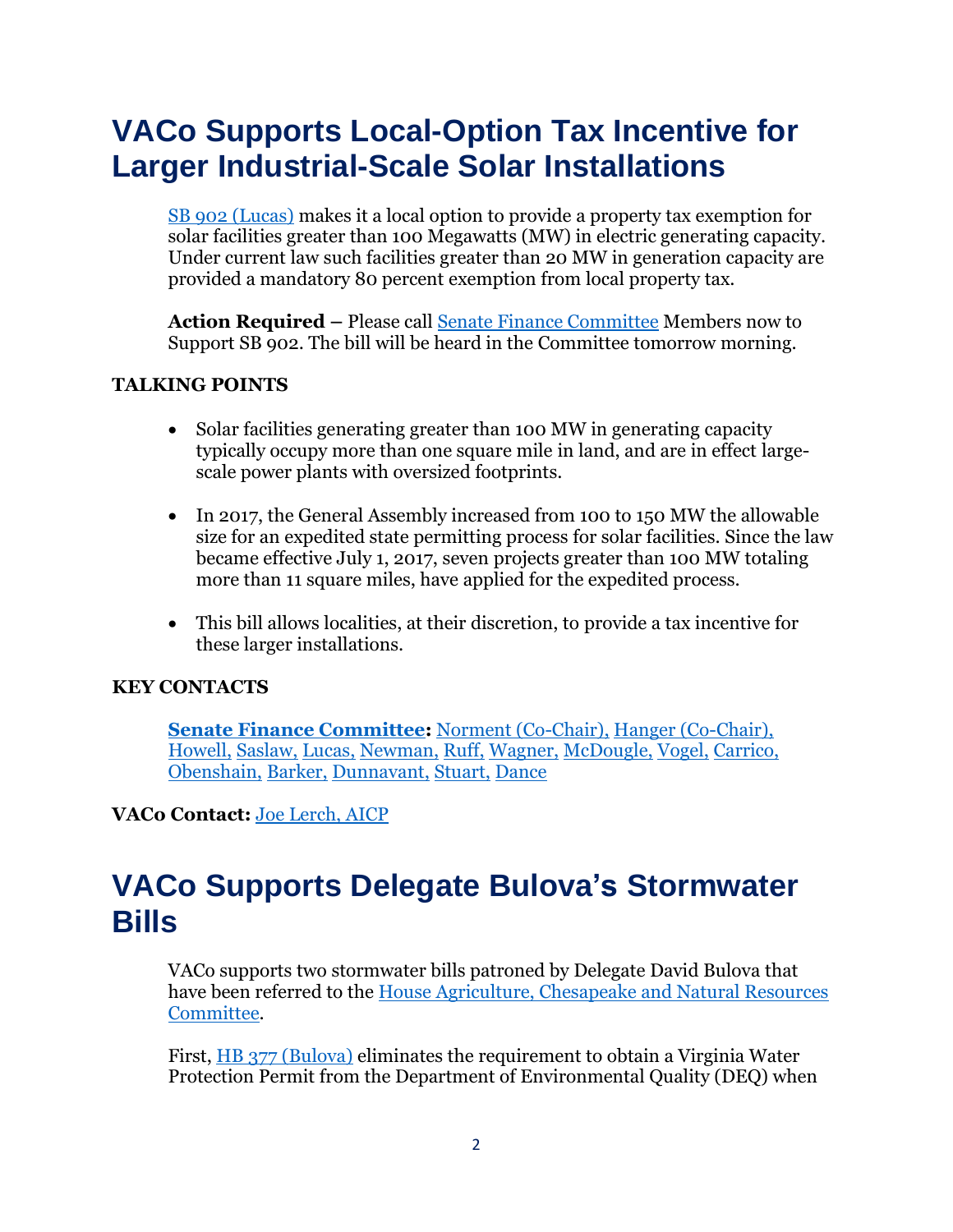# VACo Supports Local-Option Tax Incentive for Larger Industrial-Scale Solar Installations

SB 902 (Lucas) makes it a local option to provide a property tax exemption for solar facilities greater than 100 Megawatts (MW) in electric generating capacity. Under current law such facilities greater than 20 MW in generation capacity are provided a mandatory 80 percent exemption from local property tax.

**Action Required** – Please call Senate Finance Committee Members now to Support SB 902. The bill will be heard in the Committee tomorrow morning.

### TALKING POINTS

- Solar facilities generating greater than 100 MW in generating capacity typically occupy more than one square mile in land, and are in effect large-scale power plants with oversized footprints.
- In 2017, the General Assembly increased from 100 to 150 MW the allowable size for an expedited state permitting process for solar facilities. Since the law became effective July 1, 2017, seven projects greater than 100 MW totaling more than 11 square miles, have applied for the expedited process.
- This bill allows localities, at their discretion, to provide a tax incentive for these larger installations.

### KEY CONTACTS

**Senate Finance Committee:** Norment (Co-Chair), Hanger (Co-Chair), Howell, Saslaw, Lucas, Newman, Ruff, Wagner, McDougle, Vogel, Carrico, Obenshain, Barker, Dunnavant, Stuart, Dance

**VACo Contact:** Joe Lerch, AICP

# VACo Supports Delegate Bulova's Stormwater Bills

VACo supports two stormwater bills patroned by Delegate David Bulova that have been referred to the House Agriculture, Chesapeake and Natural Resources Committee.

First, HB 377 (Bulova) eliminates the requirement to obtain a Virginia Water Protection Permit from the Department of Environmental Quality (DEQ) when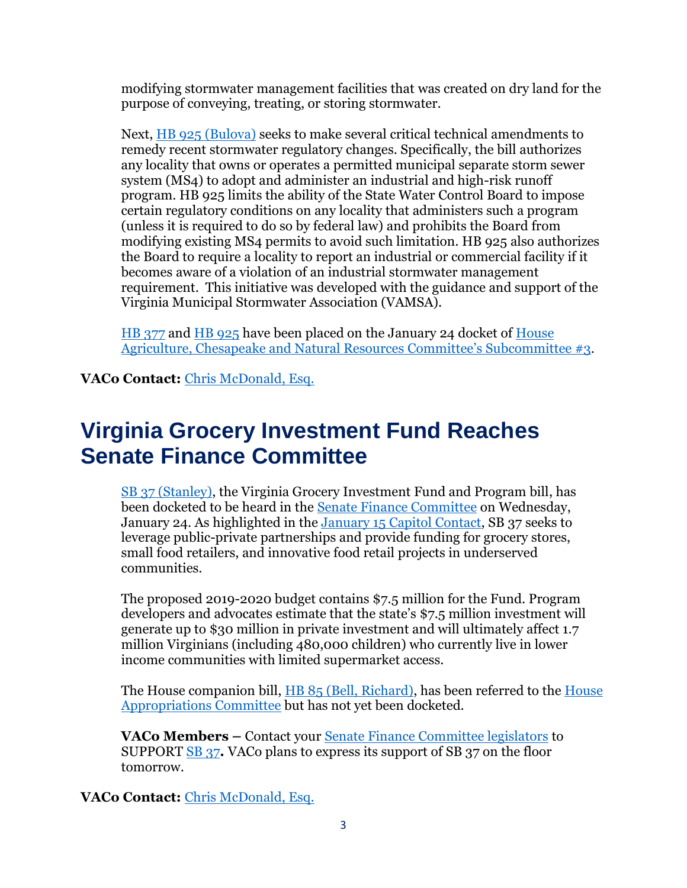modifying stormwater management facilities that was created on dry land for the purpose of conveying, treating, or storing stormwater.

Next, HB 925 (Bulova) seeks to make several critical technical amendments to remedy recent stormwater regulatory changes. Specifically, the bill authorizes any locality that owns or operates a permitted municipal separate storm sewer system (MS4) to adopt and administer an industrial and high-risk runoff program. HB 925 limits the ability of the State Water Control Board to impose certain regulatory conditions on any locality that administers such a program (unless it is required to do so by federal law) and prohibits the Board from modifying existing MS4 permits to avoid such limitation. HB 925 also authorizes the Board to require a locality to report an industrial or commercial facility if it becomes aware of a violation of an industrial stormwater management requirement. This initiative was developed with the guidance and support of the Virginia Municipal Stormwater Association (VAMSA).

HB 377 and HB 925 have been placed on the January 24 docket of House Agriculture, Chesapeake and Natural Resources Committee's Subcommittee #3.

**VACo Contact:** Chris McDonald, Esq.

# Virginia Grocery Investment Fund Reaches Senate Finance Committee

SB 37 (Stanley), the Virginia Grocery Investment Fund and Program bill, has been docketed to be heard in the Senate Finance Committee on Wednesday, January 24. As highlighted in the January 15 Capitol Contact, SB 37 seeks to leverage public-private partnerships and provide funding for grocery stores, small food retailers, and innovative food retail projects in underserved communities.

The proposed 2019-2020 budget contains $7.5 million for the Fund. Program developers and advocates estimate that the state's $7.5 million investment will generate up to $30 million in private investment and will ultimately affect 1.7 million Virginians (including 480,000 children) who currently live in lower income communities with limited supermarket access.

The House companion bill, HB 85 (Bell, Richard), has been referred to the House Appropriations Committee but has not yet been docketed.

**VACo Members –** Contact your Senate Finance Committee legislators to SUPPORT SB 37**.** VACo plans to express its support of SB 37 on the floor tomorrow.

**VACo Contact:** Chris McDonald, Esq.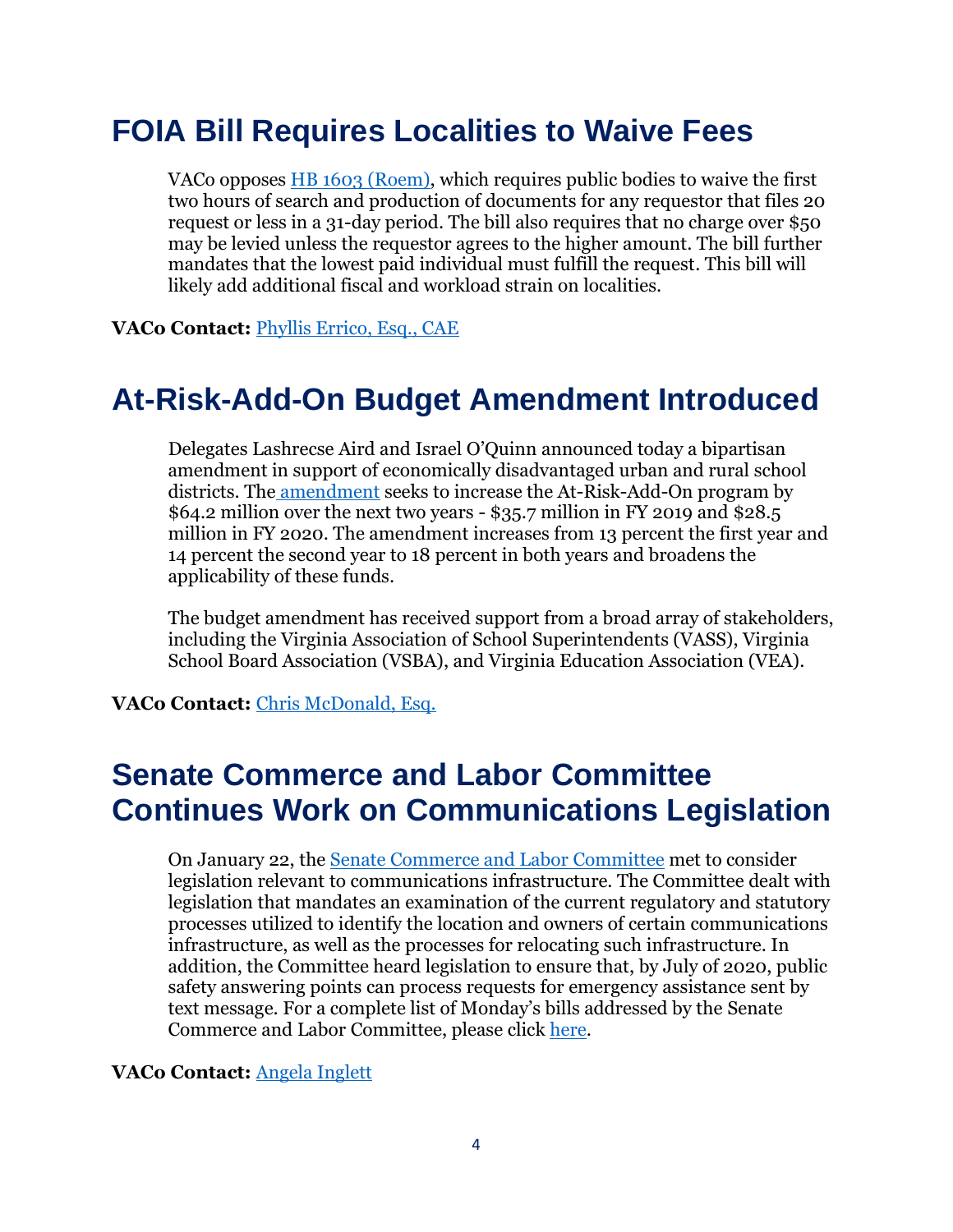## FOIA Bill Requires Localities to Waive Fees

VACo opposes HB 1603 (Roem), which requires public bodies to waive the first two hours of search and production of documents for any requestor that files 20 request or less in a 31-day period. The bill also requires that no charge over $50 may be levied unless the requestor agrees to the higher amount. The bill further mandates that the lowest paid individual must fulfill the request. This bill will likely add additional fiscal and workload strain on localities.

**VACo Contact:** Phyllis Errico, Esq., CAE

## At-Risk-Add-On Budget Amendment Introduced

Delegates Lashrecse Aird and Israel O'Quinn announced today a bipartisan amendment in support of economically disadvantaged urban and rural school districts. The amendment seeks to increase the At-Risk-Add-On program by $64.2 million over the next two years - $35.7 million in FY 2019 and $28.5 million in FY 2020. The amendment increases from 13 percent the first year and 14 percent the second year to 18 percent in both years and broadens the applicability of these funds.

The budget amendment has received support from a broad array of stakeholders, including the Virginia Association of School Superintendents (VASS), Virginia School Board Association (VSBA), and Virginia Education Association (VEA).

**VACo Contact:** Chris McDonald, Esq.

## Senate Commerce and Labor Committee Continues Work on Communications Legislation

On January 22, the Senate Commerce and Labor Committee met to consider legislation relevant to communications infrastructure. The Committee dealt with legislation that mandates an examination of the current regulatory and statutory processes utilized to identify the location and owners of certain communications infrastructure, as well as the processes for relocating such infrastructure. In addition, the Committee heard legislation to ensure that, by July of 2020, public safety answering points can process requests for emergency assistance sent by text message. For a complete list of Monday's bills addressed by the Senate Commerce and Labor Committee, please click here.

**VACo Contact:** Angela Inglett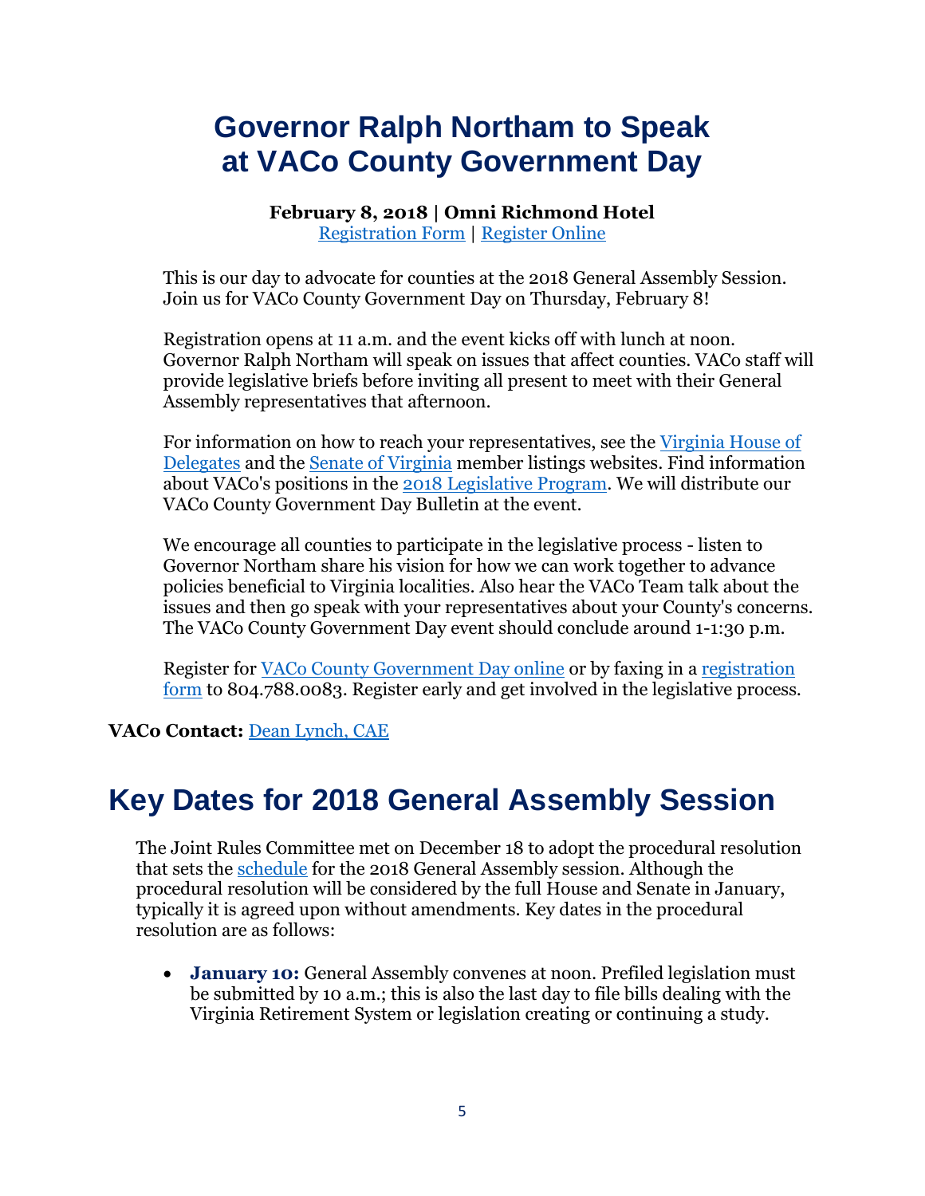# Governor Ralph Northam to Speak at VACo County Government Day

**February 8, 2018 | Omni Richmond Hotel**
Registration Form | Register Online

This is our day to advocate for counties at the 2018 General Assembly Session. Join us for VACo County Government Day on Thursday, February 8!

Registration opens at 11 a.m. and the event kicks off with lunch at noon. Governor Ralph Northam will speak on issues that affect counties. VACo staff will provide legislative briefs before inviting all present to meet with their General Assembly representatives that afternoon.

For information on how to reach your representatives, see the Virginia House of Delegates and the Senate of Virginia member listings websites. Find information about VACo's positions in the 2018 Legislative Program. We will distribute our VACo County Government Day Bulletin at the event.

We encourage all counties to participate in the legislative process - listen to Governor Northam share his vision for how we can work together to advance policies beneficial to Virginia localities. Also hear the VACo Team talk about the issues and then go speak with your representatives about your County's concerns. The VACo County Government Day event should conclude around 1-1:30 p.m.

Register for VACo County Government Day online or by faxing in a registration form to 804.788.0083. Register early and get involved in the legislative process.

**VACo Contact:** Dean Lynch, CAE

# Key Dates for 2018 General Assembly Session

The Joint Rules Committee met on December 18 to adopt the procedural resolution that sets the schedule for the 2018 General Assembly session. Although the procedural resolution will be considered by the full House and Senate in January, typically it is agreed upon without amendments. Key dates in the procedural resolution are as follows:

- **January 10:** General Assembly convenes at noon. Prefiled legislation must be submitted by 10 a.m.; this is also the last day to file bills dealing with the Virginia Retirement System or legislation creating or continuing a study.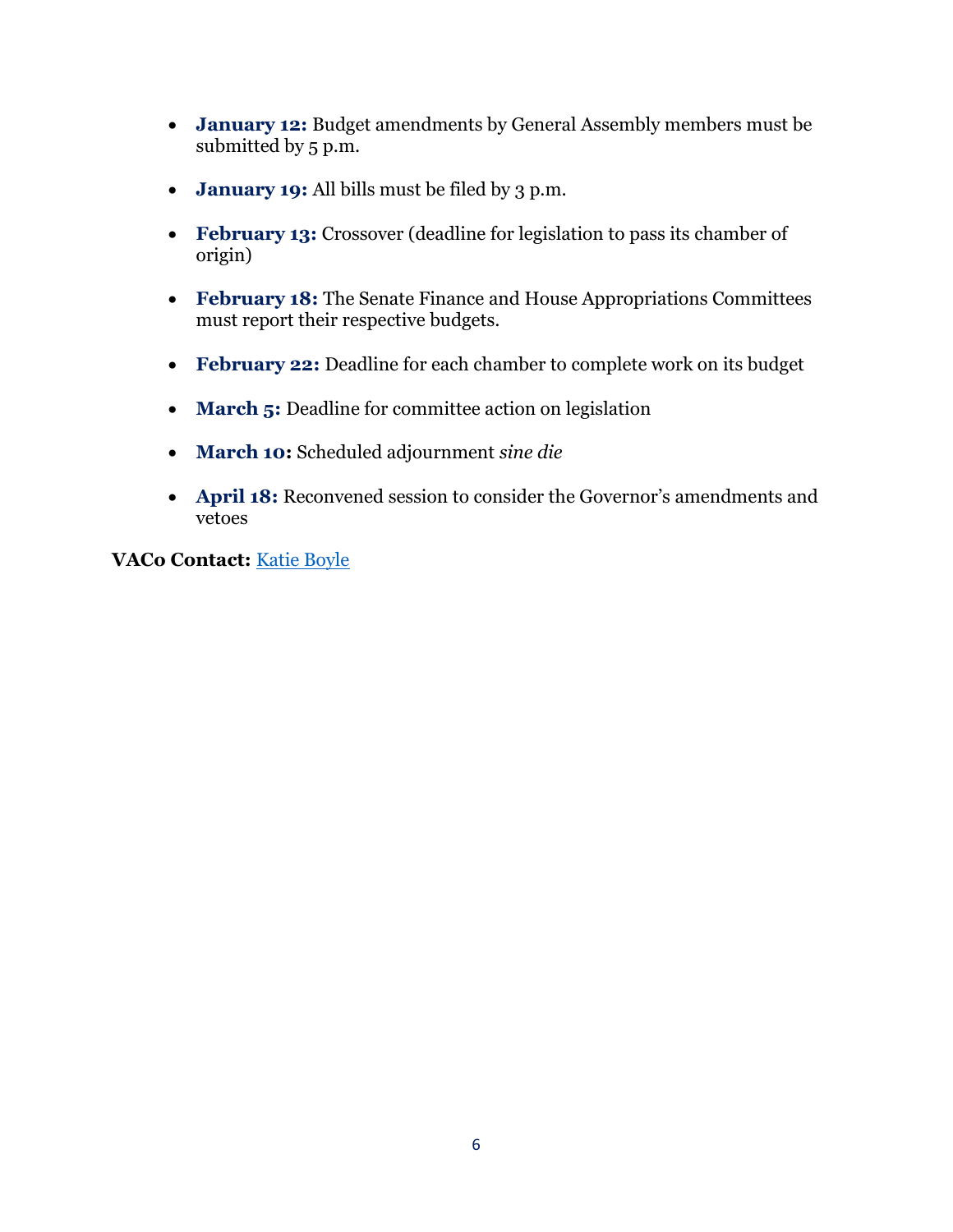- **January 12:** Budget amendments by General Assembly members must be submitted by 5 p.m.

- **January 19:** All bills must be filed by 3 p.m.

- **February 13:** Crossover (deadline for legislation to pass its chamber of origin)

- **February 18:** The Senate Finance and House Appropriations Committees must report their respective budgets.

- **February 22:** Deadline for each chamber to complete work on its budget

- **March 5:** Deadline for committee action on legislation

- **March 10:** Scheduled adjournment *sine die*

- **April 18:** Reconvened session to consider the Governor's amendments and vetoes

**VACo Contact:** Katie Boyle